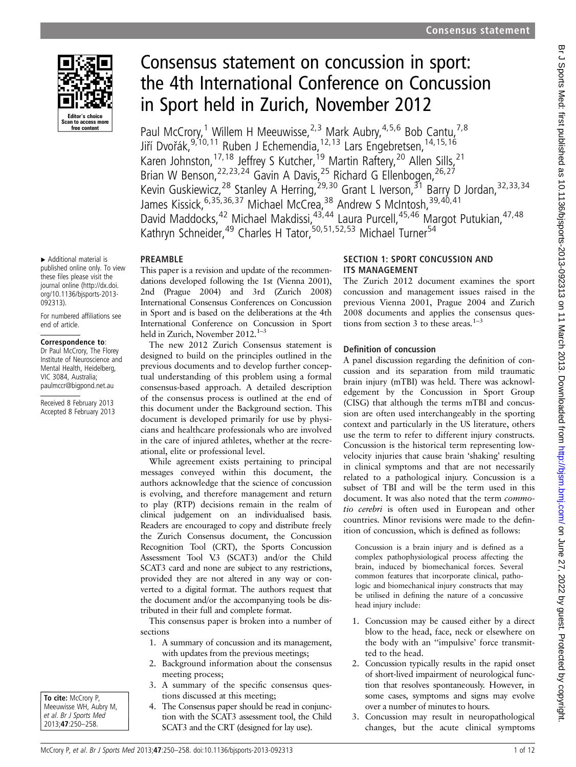# Consensus statement on concussion in sport: the 4th International Conference on Concussion in Sport held in Zurich, November 2012

Paul McCrory,[1] Willem H Meeuwisse,[2,3] Mark Aubry,[4,5,6] Bob Cantu,[7,8] Jiří Dvořák,[9,10,11] Ruben J Echemendia,[12,13] Lars Engebretsen,[14,15,16] Karen Johnston,[17,18] Jeffrey S Kutcher,[19] Martin Raftery,[20] Allen Sills,[21] Brian W Benson,[22,23,24] Gavin A Davis,[25] Richard G Ellenbogen,[26,27] Kevin Guskiewicz,[28] Stanley A Herring,[29,30] Grant L Iverson,[31] Barry D Jordan,[32,33,34] James Kissick,[6,35,36,37] Michael McCrea,[38] Andrew S McIntosh,[39,40,41] David Maddocks,[42] Michael Makdissi,[43,44] Laura Purcell,[45,46] Margot Putukian,[47,48] Kathryn Schneider,[49] Charles H Tator,[50,51,52,53] Michael Turner[54]

▸ Additional material is published online only. To view these files please visit the journal online (http://dx.doi.org/10.1136/bjsports-2013-092313).

For numbered affiliations see end of article.

**Correspondence to**: Dr Paul McCrory, The Florey Institute of Neuroscience and Mental Health, Heidelberg, VIC 3084, Australia; paulmccr@bigpond.net.au

Received 8 February 2013
Accepted 8 February 2013

**To cite:** McCrory P, Meeuwisse WH, Aubry M, et al. Br J Sports Med 2013;47:250–258.

## PREAMBLE

This paper is a revision and update of the recommendations developed following the 1st (Vienna 2001), 2nd (Prague 2004) and 3rd (Zurich 2008) International Consensus Conferences on Concussion in Sport and is based on the deliberations at the 4th International Conference on Concussion in Sport held in Zurich, November 2012.[1–3]

The new 2012 Zurich Consensus statement is designed to build on the principles outlined in the previous documents and to develop further conceptual understanding of this problem using a formal consensus-based approach. A detailed description of the consensus process is outlined at the end of this document under the Background section. This document is developed primarily for use by physicians and healthcare professionals who are involved in the care of injured athletes, whether at the recreational, elite or professional level.

While agreement exists pertaining to principal messages conveyed within this document, the authors acknowledge that the science of concussion is evolving, and therefore management and return to play (RTP) decisions remain in the realm of clinical judgement on an individualised basis. Readers are encouraged to copy and distribute freely the Zurich Consensus document, the Concussion Recognition Tool (CRT), the Sports Concussion Assessment Tool V.3 (SCAT3) and/or the Child SCAT3 card and none are subject to any restrictions, provided they are not altered in any way or converted to a digital format. The authors request that the document and/or the accompanying tools be distributed in their full and complete format.

This consensus paper is broken into a number of sections

1. A summary of concussion and its management, with updates from the previous meetings;
2. Background information about the consensus meeting process;
3. A summary of the specific consensus questions discussed at this meeting;
4. The Consensus paper should be read in conjunction with the SCAT3 assessment tool, the Child SCAT3 and the CRT (designed for lay use).

## SECTION 1: SPORT CONCUSSION AND ITS MANAGEMENT

The Zurich 2012 document examines the sport concussion and management issues raised in the previous Vienna 2001, Prague 2004 and Zurich 2008 documents and applies the consensus questions from section 3 to these areas.[1–3]

### Definition of concussion

A panel discussion regarding the definition of concussion and its separation from mild traumatic brain injury (mTBI) was held. There was acknowledgement by the Concussion in Sport Group (CISG) that although the terms mTBI and concussion are often used interchangeably in the sporting context and particularly in the US literature, others use the term to refer to different injury constructs. Concussion is the historical term representing low-velocity injuries that cause brain 'shaking' resulting in clinical symptoms and that are not necessarily related to a pathological injury. Concussion is a subset of TBI and will be the term used in this document. It was also noted that the term *commotio cerebri* is often used in European and other countries. Minor revisions were made to the definition of concussion, which is defined as follows:

> Concussion is a brain injury and is defined as a complex pathophysiological process affecting the brain, induced by biomechanical forces. Several common features that incorporate clinical, pathologic and biomechanical injury constructs that may be utilised in defining the nature of a concussive head injury include:

1. Concussion may be caused either by a direct blow to the head, face, neck or elsewhere on the body with an ''impulsive' force transmitted to the head.
2. Concussion typically results in the rapid onset of short-lived impairment of neurological function that resolves spontaneously. However, in some cases, symptoms and signs may evolve over a number of minutes to hours.
3. Concussion may result in neuropathological changes, but the acute clinical symptoms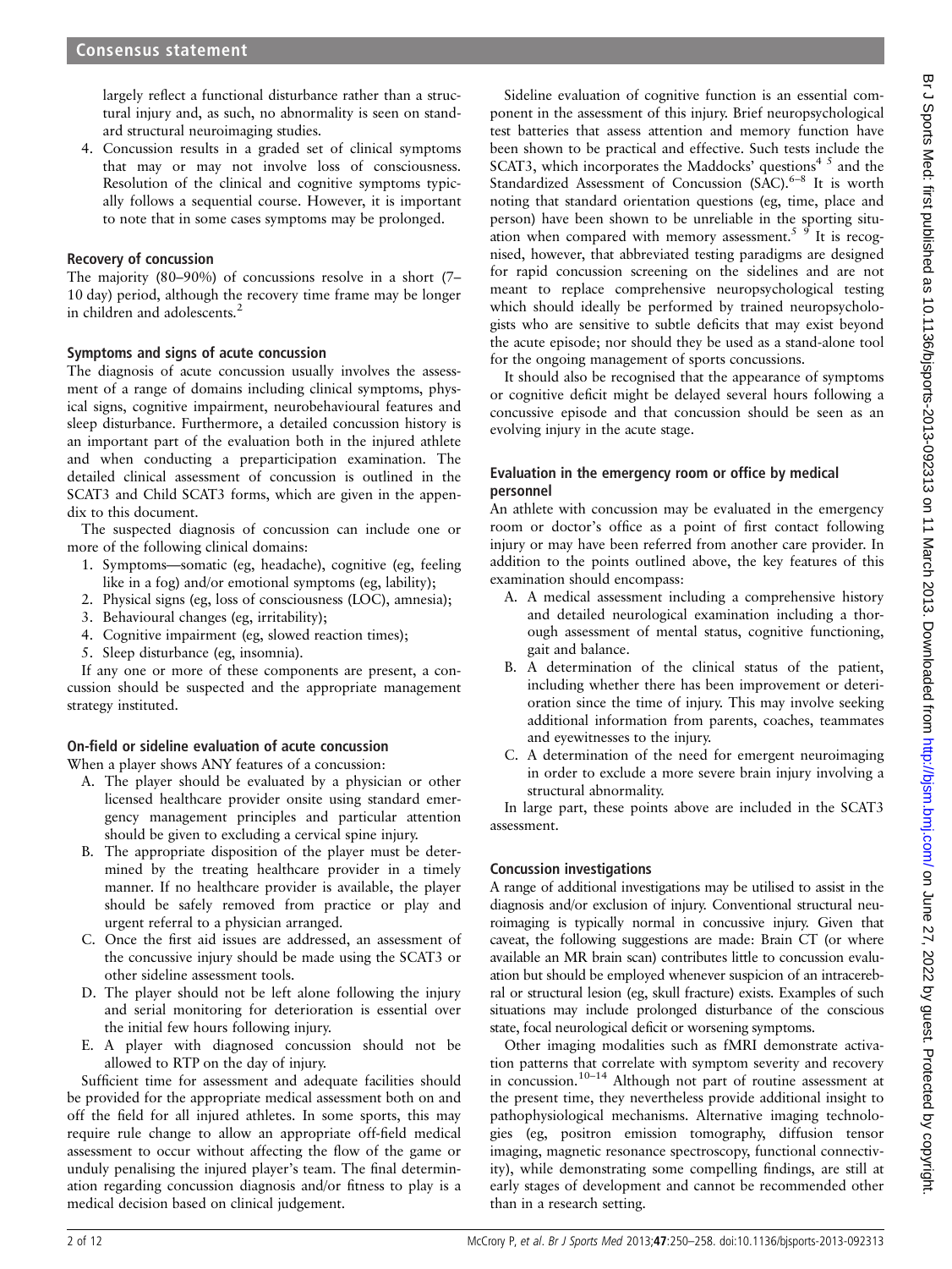largely reflect a functional disturbance rather than a structural injury and, as such, no abnormality is seen on standard structural neuroimaging studies.

4. Concussion results in a graded set of clinical symptoms that may or may not involve loss of consciousness. Resolution of the clinical and cognitive symptoms typically follows a sequential course. However, it is important to note that in some cases symptoms may be prolonged.

### Recovery of concussion

The majority (80–90%) of concussions resolve in a short (7–10 day) period, although the recovery time frame may be longer in children and adolescents.[2]

### Symptoms and signs of acute concussion

The diagnosis of acute concussion usually involves the assessment of a range of domains including clinical symptoms, physical signs, cognitive impairment, neurobehavioural features and sleep disturbance. Furthermore, a detailed concussion history is an important part of the evaluation both in the injured athlete and when conducting a preparticipation examination. The detailed clinical assessment of concussion is outlined in the SCAT3 and Child SCAT3 forms, which are given in the appendix to this document.

The suspected diagnosis of concussion can include one or more of the following clinical domains:

1. Symptoms—somatic (eg, headache), cognitive (eg, feeling like in a fog) and/or emotional symptoms (eg, lability);
2. Physical signs (eg, loss of consciousness (LOC), amnesia);
3. Behavioural changes (eg, irritability);
4. Cognitive impairment (eg, slowed reaction times);
5. Sleep disturbance (eg, insomnia).

If any one or more of these components are present, a concussion should be suspected and the appropriate management strategy instituted.

### On-field or sideline evaluation of acute concussion

When a player shows ANY features of a concussion:

A. The player should be evaluated by a physician or other licensed healthcare provider onsite using standard emergency management principles and particular attention should be given to excluding a cervical spine injury.

B. The appropriate disposition of the player must be determined by the treating healthcare provider in a timely manner. If no healthcare provider is available, the player should be safely removed from practice or play and urgent referral to a physician arranged.

C. Once the first aid issues are addressed, an assessment of the concussive injury should be made using the SCAT3 or other sideline assessment tools.

D. The player should not be left alone following the injury and serial monitoring for deterioration is essential over the initial few hours following injury.

E. A player with diagnosed concussion should not be allowed to RTP on the day of injury.

Sufficient time for assessment and adequate facilities should be provided for the appropriate medical assessment both on and off the field for all injured athletes. In some sports, this may require rule change to allow an appropriate off-field medical assessment to occur without affecting the flow of the game or unduly penalising the injured player's team. The final determination regarding concussion diagnosis and/or fitness to play is a medical decision based on clinical judgement.

Sideline evaluation of cognitive function is an essential component in the assessment of this injury. Brief neuropsychological test batteries that assess attention and memory function have been shown to be practical and effective. Such tests include the SCAT3, which incorporates the Maddocks' questions[4,5] and the Standardized Assessment of Concussion (SAC).[6–8] It is worth noting that standard orientation questions (eg, time, place and person) have been shown to be unreliable in the sporting situation when compared with memory assessment.[5,9] It is recognised, however, that abbreviated testing paradigms are designed for rapid concussion screening on the sidelines and are not meant to replace comprehensive neuropsychological testing which should ideally be performed by trained neuropsychologists who are sensitive to subtle deficits that may exist beyond the acute episode; nor should they be used as a stand-alone tool for the ongoing management of sports concussions.

It should also be recognised that the appearance of symptoms or cognitive deficit might be delayed several hours following a concussive episode and that concussion should be seen as an evolving injury in the acute stage.

### Evaluation in the emergency room or office by medical personnel

An athlete with concussion may be evaluated in the emergency room or doctor's office as a point of first contact following injury or may have been referred from another care provider. In addition to the points outlined above, the key features of this examination should encompass:

A. A medical assessment including a comprehensive history and detailed neurological examination including a thorough assessment of mental status, cognitive functioning, gait and balance.

B. A determination of the clinical status of the patient, including whether there has been improvement or deterioration since the time of injury. This may involve seeking additional information from parents, coaches, teammates and eyewitnesses to the injury.

C. A determination of the need for emergent neuroimaging in order to exclude a more severe brain injury involving a structural abnormality.

In large part, these points above are included in the SCAT3 assessment.

### Concussion investigations

A range of additional investigations may be utilised to assist in the diagnosis and/or exclusion of injury. Conventional structural neuroimaging is typically normal in concussive injury. Given that caveat, the following suggestions are made: Brain CT (or where available an MR brain scan) contributes little to concussion evaluation but should be employed whenever suspicion of an intracerebral or structural lesion (eg, skull fracture) exists. Examples of such situations may include prolonged disturbance of the conscious state, focal neurological deficit or worsening symptoms.

Other imaging modalities such as fMRI demonstrate activation patterns that correlate with symptom severity and recovery in concussion.[10–14] Although not part of routine assessment at the present time, they nevertheless provide additional insight to pathophysiological mechanisms. Alternative imaging technologies (eg, positron emission tomography, diffusion tensor imaging, magnetic resonance spectroscopy, functional connectivity), while demonstrating some compelling findings, are still at early stages of development and cannot be recommended other than in a research setting.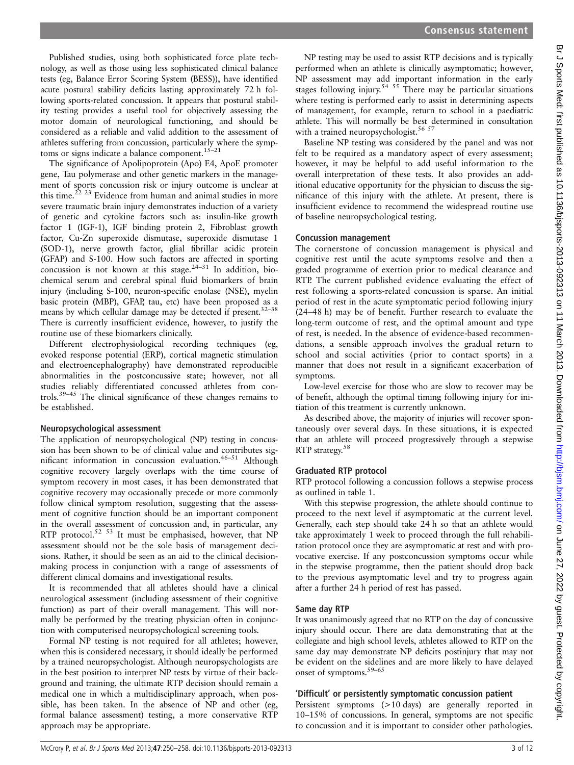Published studies, using both sophisticated force plate technology, as well as those using less sophisticated clinical balance tests (eg, Balance Error Scoring System (BESS)), have identified acute postural stability deficits lasting approximately 72 h following sports-related concussion. It appears that postural stability testing provides a useful tool for objectively assessing the motor domain of neurological functioning, and should be considered as a reliable and valid addition to the assessment of athletes suffering from concussion, particularly where the symptoms or signs indicate a balance component.[15–21]

The significance of Apolipoprotein (Apo) E4, ApoE promoter gene, Tau polymerase and other genetic markers in the management of sports concussion risk or injury outcome is unclear at this time.[22 23] Evidence from human and animal studies in more severe traumatic brain injury demonstrates induction of a variety of genetic and cytokine factors such as: insulin-like growth factor 1 (IGF-1), IGF binding protein 2, Fibroblast growth factor, Cu-Zn superoxide dismutase, superoxide dismutase 1 (SOD-1), nerve growth factor, glial fibrillar acidic protein (GFAP) and S-100. How such factors are affected in sporting concussion is not known at this stage.[24–31] In addition, biochemical serum and cerebral spinal fluid biomarkers of brain injury (including S-100, neuron-specific enolase (NSE), myelin basic protein (MBP), GFAP, tau, etc) have been proposed as a means by which cellular damage may be detected if present.[32–38] There is currently insufficient evidence, however, to justify the routine use of these biomarkers clinically.

Different electrophysiological recording techniques (eg, evoked response potential (ERP), cortical magnetic stimulation and electroencephalography) have demonstrated reproducible abnormalities in the postconcussive state; however, not all studies reliably differentiated concussed athletes from controls.[39–45] The clinical significance of these changes remains to be established.

### Neuropsychological assessment

The application of neuropsychological (NP) testing in concussion has been shown to be of clinical value and contributes significant information in concussion evaluation.[46–51] Although cognitive recovery largely overlaps with the time course of symptom recovery in most cases, it has been demonstrated that cognitive recovery may occasionally precede or more commonly follow clinical symptom resolution, suggesting that the assessment of cognitive function should be an important component in the overall assessment of concussion and, in particular, any RTP protocol.[52 53] It must be emphasised, however, that NP assessment should not be the sole basis of management decisions. Rather, it should be seen as an aid to the clinical decision-making process in conjunction with a range of assessments of different clinical domains and investigational results.

It is recommended that all athletes should have a clinical neurological assessment (including assessment of their cognitive function) as part of their overall management. This will normally be performed by the treating physician often in conjunction with computerised neuropsychological screening tools.

Formal NP testing is not required for all athletes; however, when this is considered necessary, it should ideally be performed by a trained neuropsychologist. Although neuropsychologists are in the best position to interpret NP tests by virtue of their background and training, the ultimate RTP decision should remain a medical one in which a multidisciplinary approach, when possible, has been taken. In the absence of NP and other (eg, formal balance assessment) testing, a more conservative RTP approach may be appropriate.

NP testing may be used to assist RTP decisions and is typically performed when an athlete is clinically asymptomatic; however, NP assessment may add important information in the early stages following injury.[54 55] There may be particular situations where testing is performed early to assist in determining aspects of management, for example, return to school in a paediatric athlete. This will normally be best determined in consultation with a trained neuropsychologist.[56 57]

Baseline NP testing was considered by the panel and was not felt to be required as a mandatory aspect of every assessment; however, it may be helpful to add useful information to the overall interpretation of these tests. It also provides an additional educative opportunity for the physician to discuss the significance of this injury with the athlete. At present, there is insufficient evidence to recommend the widespread routine use of baseline neuropsychological testing.

### Concussion management

The cornerstone of concussion management is physical and cognitive rest until the acute symptoms resolve and then a graded programme of exertion prior to medical clearance and RTP. The current published evidence evaluating the effect of rest following a sports-related concussion is sparse. An initial period of rest in the acute symptomatic period following injury (24–48 h) may be of benefit. Further research to evaluate the long-term outcome of rest, and the optimal amount and type of rest, is needed. In the absence of evidence-based recommendations, a sensible approach involves the gradual return to school and social activities (prior to contact sports) in a manner that does not result in a significant exacerbation of symptoms.

Low-level exercise for those who are slow to recover may be of benefit, although the optimal timing following injury for initiation of this treatment is currently unknown.

As described above, the majority of injuries will recover spontaneously over several days. In these situations, it is expected that an athlete will proceed progressively through a stepwise RTP strategy.[58]

### Graduated RTP protocol

RTP protocol following a concussion follows a stepwise process as outlined in table 1.

With this stepwise progression, the athlete should continue to proceed to the next level if asymptomatic at the current level. Generally, each step should take 24 h so that an athlete would take approximately 1 week to proceed through the full rehabilitation protocol once they are asymptomatic at rest and with provocative exercise. If any postconcussion symptoms occur while in the stepwise programme, then the patient should drop back to the previous asymptomatic level and try to progress again after a further 24 h period of rest has passed.

### Same day RTP

It was unanimously agreed that no RTP on the day of concussive injury should occur. There are data demonstrating that at the collegiate and high school levels, athletes allowed to RTP on the same day may demonstrate NP deficits postinjury that may not be evident on the sidelines and are more likely to have delayed onset of symptoms.[59–65]

### 'Difficult' or persistently symptomatic concussion patient

Persistent symptoms (>10 days) are generally reported in 10–15% of concussions. In general, symptoms are not specific to concussion and it is important to consider other pathologies.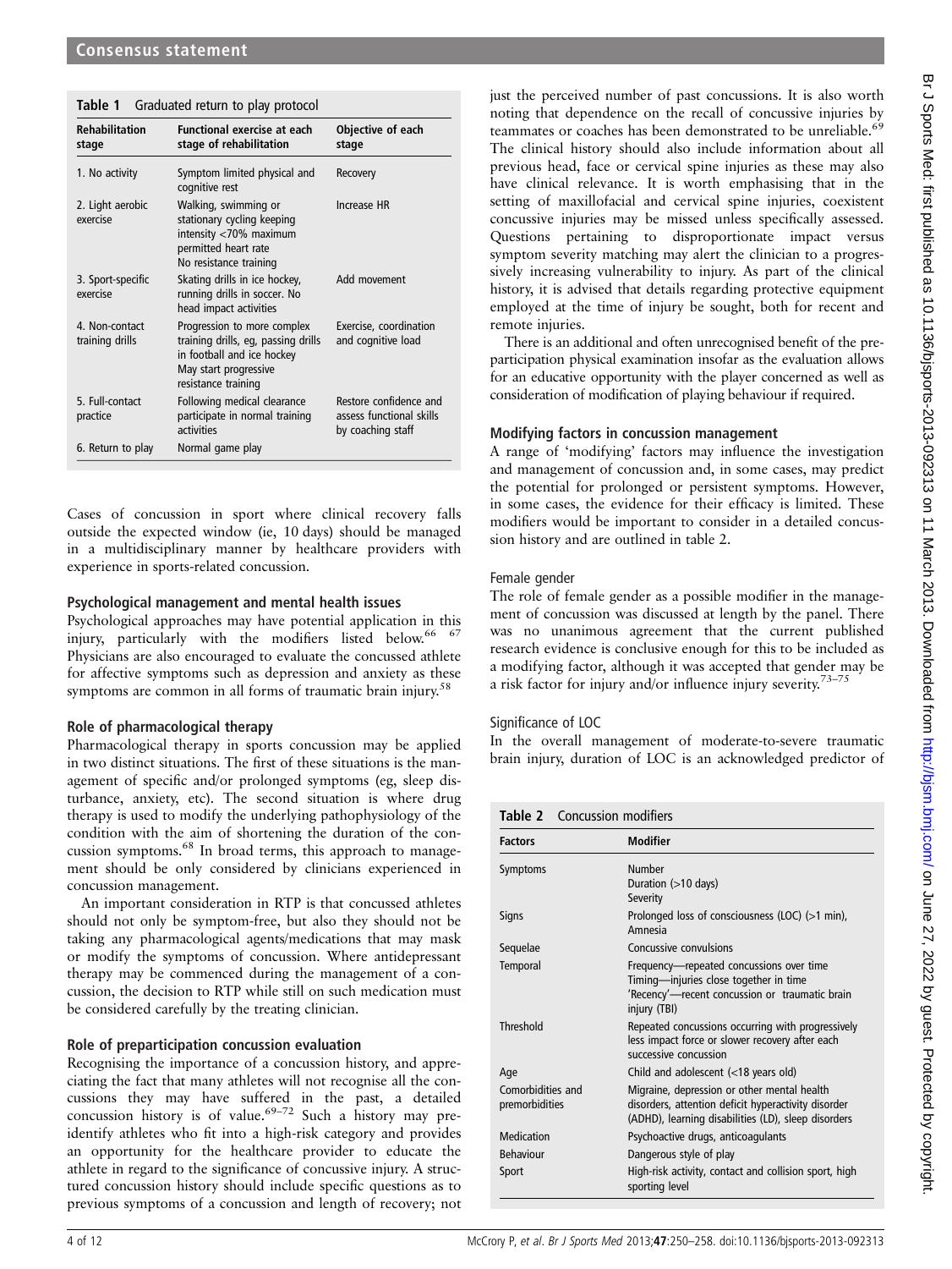**Table 1** Graduated return to play protocol

| Rehabilitation stage | Functional exercise at each stage of rehabilitation | Objective of each stage |
|---|---|---|
| 1. No activity | Symptom limited physical and cognitive rest | Recovery |
| 2. Light aerobic exercise | Walking, swimming or stationary cycling keeping intensity <70% maximum permitted heart rate<br>No resistance training | Increase HR |
| 3. Sport-specific exercise | Skating drills in ice hockey, running drills in soccer. No head impact activities | Add movement |
| 4. Non-contact training drills | Progression to more complex training drills, eg, passing drills in football and ice hockey<br>May start progressive resistance training | Exercise, coordination and cognitive load |
| 5. Full-contact practice | Following medical clearance participate in normal training activities | Restore confidence and assess functional skills by coaching staff |
| 6. Return to play | Normal game play | |

Cases of concussion in sport where clinical recovery falls outside the expected window (ie, 10 days) should be managed in a multidisciplinary manner by healthcare providers with experience in sports-related concussion.

## Psychological management and mental health issues

Psychological approaches may have potential application in this injury, particularly with the modifiers listed below.[66 67] Physicians are also encouraged to evaluate the concussed athlete for affective symptoms such as depression and anxiety as these symptoms are common in all forms of traumatic brain injury.[58]

## Role of pharmacological therapy

Pharmacological therapy in sports concussion may be applied in two distinct situations. The first of these situations is the management of specific and/or prolonged symptoms (eg, sleep disturbance, anxiety, etc). The second situation is where drug therapy is used to modify the underlying pathophysiology of the condition with the aim of shortening the duration of the concussion symptoms.[68] In broad terms, this approach to management should be only considered by clinicians experienced in concussion management.

An important consideration in RTP is that concussed athletes should not only be symptom-free, but also they should not be taking any pharmacological agents/medications that may mask or modify the symptoms of concussion. Where antidepressant therapy may be commenced during the management of a concussion, the decision to RTP while still on such medication must be considered carefully by the treating clinician.

## Role of preparticipation concussion evaluation

Recognising the importance of a concussion history, and appreciating the fact that many athletes will not recognise all the concussions they may have suffered in the past, a detailed concussion history is of value.[69–72] Such a history may pre-identify athletes who fit into a high-risk category and provides an opportunity for the healthcare provider to educate the athlete in regard to the significance of concussive injury. A structured concussion history should include specific questions as to previous symptoms of a concussion and length of recovery; not just the perceived number of past concussions. It is also worth noting that dependence on the recall of concussive injuries by teammates or coaches has been demonstrated to be unreliable.[69] The clinical history should also include information about all previous head, face or cervical spine injuries as these may also have clinical relevance. It is worth emphasising that in the setting of maxillofacial and cervical spine injuries, coexistent concussive injuries may be missed unless specifically assessed. Questions pertaining to disproportionate impact versus symptom severity matching may alert the clinician to a progressively increasing vulnerability to injury. As part of the clinical history, it is advised that details regarding protective equipment employed at the time of injury be sought, both for recent and remote injuries.

There is an additional and often unrecognised benefit of the preparticipation physical examination insofar as the evaluation allows for an educative opportunity with the player concerned as well as consideration of modification of playing behaviour if required.

## Modifying factors in concussion management

A range of 'modifying' factors may influence the investigation and management of concussion and, in some cases, may predict the potential for prolonged or persistent symptoms. However, in some cases, the evidence for their efficacy is limited. These modifiers would be important to consider in a detailed concussion history and are outlined in table 2.

### Female gender

The role of female gender as a possible modifier in the management of concussion was discussed at length by the panel. There was no unanimous agreement that the current published research evidence is conclusive enough for this to be included as a modifying factor, although it was accepted that gender may be a risk factor for injury and/or influence injury severity.[73–75]

### Significance of LOC

In the overall management of moderate-to-severe traumatic brain injury, duration of LOC is an acknowledged predictor of

**Table 2** Concussion modifiers

| Factors | Modifier |
|---|---|
| Symptoms | Number<br>Duration (>10 days)<br>Severity |
| Signs | Prolonged loss of consciousness (LOC) (>1 min), Amnesia |
| Sequelae | Concussive convulsions |
| Temporal | Frequency—repeated concussions over time<br>Timing—injuries close together in time<br>'Recency'—recent concussion or traumatic brain injury (TBI) |
| Threshold | Repeated concussions occurring with progressively less impact force or slower recovery after each successive concussion |
| Age | Child and adolescent (<18 years old) |
| Comorbidities and premorbidities | Migraine, depression or other mental health disorders, attention deficit hyperactivity disorder (ADHD), learning disabilities (LD), sleep disorders |
| Medication | Psychoactive drugs, anticoagulants |
| Behaviour | Dangerous style of play |
| Sport | High-risk activity, contact and collision sport, high sporting level |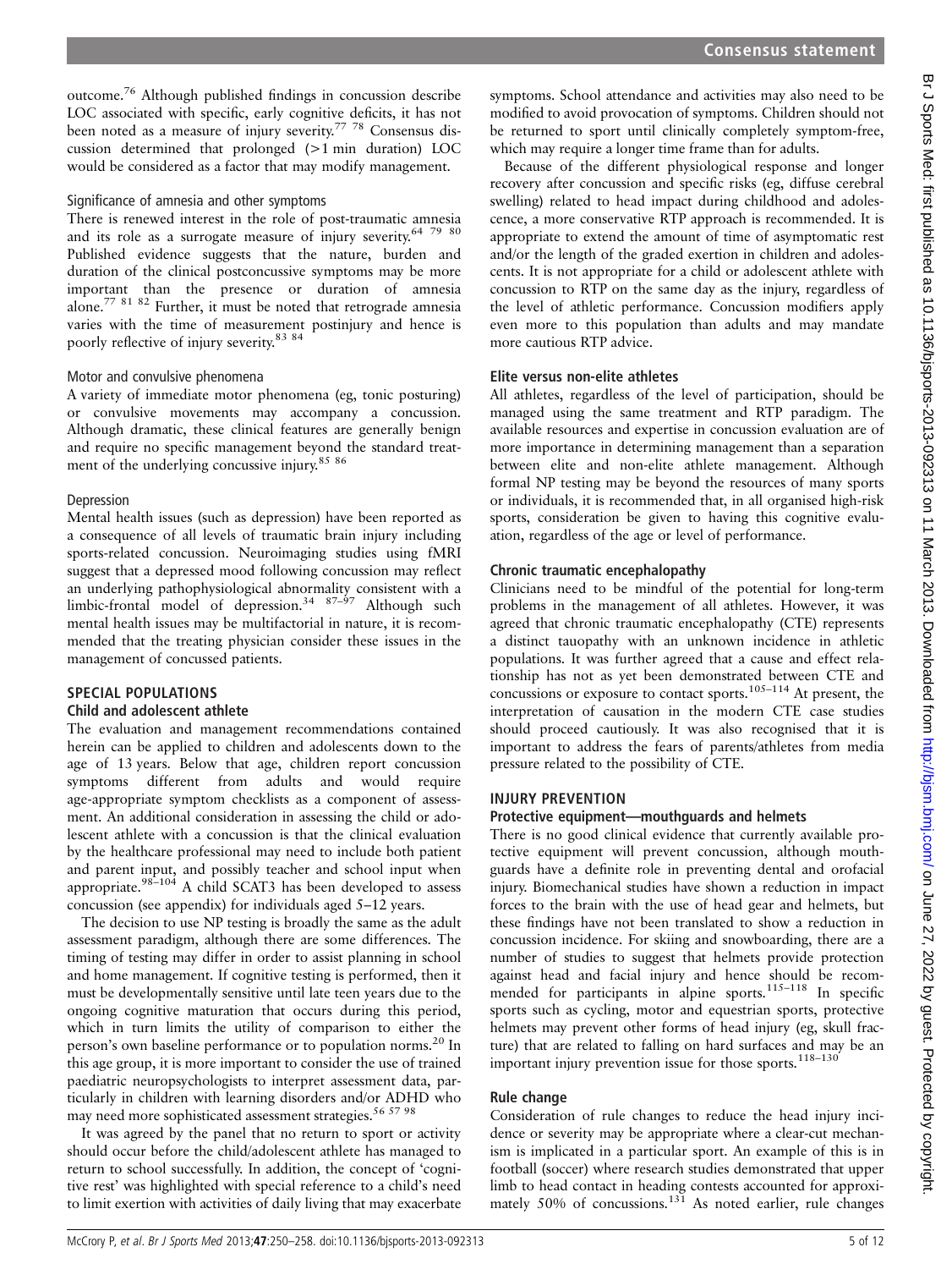outcome.[76] Although published findings in concussion describe LOC associated with specific, early cognitive deficits, it has not been noted as a measure of injury severity.[77 78] Consensus discussion determined that prolonged (>1 min duration) LOC would be considered as a factor that may modify management.

### Significance of amnesia and other symptoms

There is renewed interest in the role of post-traumatic amnesia and its role as a surrogate measure of injury severity.[64 79 80] Published evidence suggests that the nature, burden and duration of the clinical postconcussive symptoms may be more important than the presence or duration of amnesia alone.[77 81 82] Further, it must be noted that retrograde amnesia varies with the time of measurement postinjury and hence is poorly reflective of injury severity.[83 84]

### Motor and convulsive phenomena

A variety of immediate motor phenomena (eg, tonic posturing) or convulsive movements may accompany a concussion. Although dramatic, these clinical features are generally benign and require no specific management beyond the standard treatment of the underlying concussive injury.[85 86]

### Depression

Mental health issues (such as depression) have been reported as a consequence of all levels of traumatic brain injury including sports-related concussion. Neuroimaging studies using fMRI suggest that a depressed mood following concussion may reflect an underlying pathophysiological abnormality consistent with a limbic-frontal model of depression.[34 87–97] Although such mental health issues may be multifactorial in nature, it is recommended that the treating physician consider these issues in the management of concussed patients.

## SPECIAL POPULATIONS

### Child and adolescent athlete

The evaluation and management recommendations contained herein can be applied to children and adolescents down to the age of 13 years. Below that age, children report concussion symptoms different from adults and would require age-appropriate symptom checklists as a component of assessment. An additional consideration in assessing the child or adolescent athlete with a concussion is that the clinical evaluation by the healthcare professional may need to include both patient and parent input, and possibly teacher and school input when appropriate.[98–104] A child SCAT3 has been developed to assess concussion (see appendix) for individuals aged 5–12 years.

The decision to use NP testing is broadly the same as the adult assessment paradigm, although there are some differences. The timing of testing may differ in order to assist planning in school and home management. If cognitive testing is performed, then it must be developmentally sensitive until late teen years due to the ongoing cognitive maturation that occurs during this period, which in turn limits the utility of comparison to either the person's own baseline performance or to population norms.[20] In this age group, it is more important to consider the use of trained paediatric neuropsychologists to interpret assessment data, particularly in children with learning disorders and/or ADHD who may need more sophisticated assessment strategies.[56 57 98]

It was agreed by the panel that no return to sport or activity should occur before the child/adolescent athlete has managed to return to school successfully. In addition, the concept of 'cognitive rest' was highlighted with special reference to a child's need to limit exertion with activities of daily living that may exacerbate symptoms. School attendance and activities may also need to be modified to avoid provocation of symptoms. Children should not be returned to sport until clinically completely symptom-free, which may require a longer time frame than for adults.

Because of the different physiological response and longer recovery after concussion and specific risks (eg, diffuse cerebral swelling) related to head impact during childhood and adolescence, a more conservative RTP approach is recommended. It is appropriate to extend the amount of time of asymptomatic rest and/or the length of the graded exertion in children and adolescents. It is not appropriate for a child or adolescent athlete with concussion to RTP on the same day as the injury, regardless of the level of athletic performance. Concussion modifiers apply even more to this population than adults and may mandate more cautious RTP advice.

### Elite versus non-elite athletes

All athletes, regardless of the level of participation, should be managed using the same treatment and RTP paradigm. The available resources and expertise in concussion evaluation are of more importance in determining management than a separation between elite and non-elite athlete management. Although formal NP testing may be beyond the resources of many sports or individuals, it is recommended that, in all organised high-risk sports, consideration be given to having this cognitive evaluation, regardless of the age or level of performance.

### Chronic traumatic encephalopathy

Clinicians need to be mindful of the potential for long-term problems in the management of all athletes. However, it was agreed that chronic traumatic encephalopathy (CTE) represents a distinct tauopathy with an unknown incidence in athletic populations. It was further agreed that a cause and effect relationship has not as yet been demonstrated between CTE and concussions or exposure to contact sports.[105–114] At present, the interpretation of causation in the modern CTE case studies should proceed cautiously. It was also recognised that it is important to address the fears of parents/athletes from media pressure related to the possibility of CTE.

## INJURY PREVENTION

### Protective equipment—mouthguards and helmets

There is no good clinical evidence that currently available protective equipment will prevent concussion, although mouthguards have a definite role in preventing dental and orofacial injury. Biomechanical studies have shown a reduction in impact forces to the brain with the use of head gear and helmets, but these findings have not been translated to show a reduction in concussion incidence. For skiing and snowboarding, there are a number of studies to suggest that helmets provide protection against head and facial injury and hence should be recommended for participants in alpine sports.[115–118] In specific sports such as cycling, motor and equestrian sports, protective helmets may prevent other forms of head injury (eg, skull fracture) that are related to falling on hard surfaces and may be an important injury prevention issue for those sports.[118–130]

### Rule change

Consideration of rule changes to reduce the head injury incidence or severity may be appropriate where a clear-cut mechanism is implicated in a particular sport. An example of this is in football (soccer) where research studies demonstrated that upper limb to head contact in heading contests accounted for approximately 50% of concussions.[131] As noted earlier, rule changes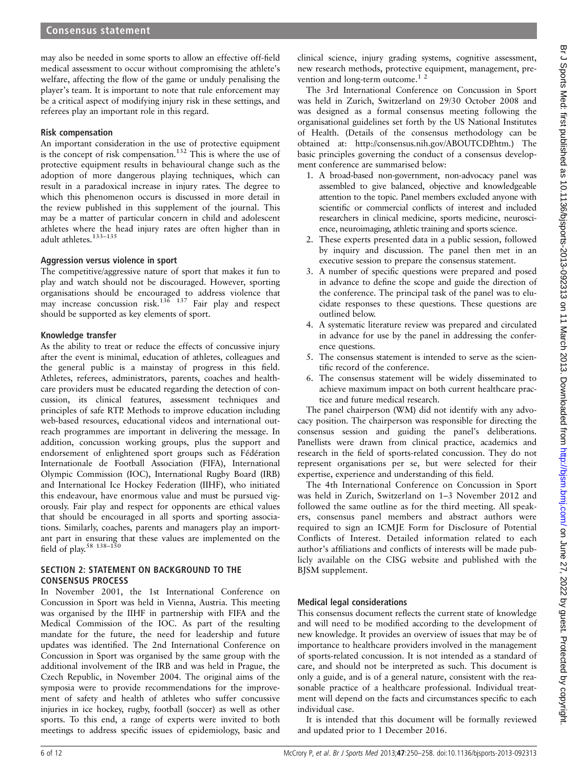may also be needed in some sports to allow an effective off-field medical assessment to occur without compromising the athlete's welfare, affecting the flow of the game or unduly penalising the player's team. It is important to note that rule enforcement may be a critical aspect of modifying injury risk in these settings, and referees play an important role in this regard.

### Risk compensation

An important consideration in the use of protective equipment is the concept of risk compensation.[132] This is where the use of protective equipment results in behavioural change such as the adoption of more dangerous playing techniques, which can result in a paradoxical increase in injury rates. The degree to which this phenomenon occurs is discussed in more detail in the review published in this supplement of the journal. This may be a matter of particular concern in child and adolescent athletes where the head injury rates are often higher than in adult athletes.[133–135]

### Aggression versus violence in sport

The competitive/aggressive nature of sport that makes it fun to play and watch should not be discouraged. However, sporting organisations should be encouraged to address violence that may increase concussion risk.[136 137] Fair play and respect should be supported as key elements of sport.

### Knowledge transfer

As the ability to treat or reduce the effects of concussive injury after the event is minimal, education of athletes, colleagues and the general public is a mainstay of progress in this field. Athletes, referees, administrators, parents, coaches and healthcare providers must be educated regarding the detection of concussion, its clinical features, assessment techniques and principles of safe RTP. Methods to improve education including web-based resources, educational videos and international outreach programmes are important in delivering the message. In addition, concussion working groups, plus the support and endorsement of enlightened sport groups such as Fédération Internationale de Football Association (FIFA), International Olympic Commission (IOC), International Rugby Board (IRB) and International Ice Hockey Federation (IIHF), who initiated this endeavour, have enormous value and must be pursued vigorously. Fair play and respect for opponents are ethical values that should be encouraged in all sports and sporting associations. Similarly, coaches, parents and managers play an important part in ensuring that these values are implemented on the field of play.[58 138–150]

## SECTION 2: STATEMENT ON BACKGROUND TO THE CONSENSUS PROCESS

In November 2001, the 1st International Conference on Concussion in Sport was held in Vienna, Austria. This meeting was organised by the IIHF in partnership with FIFA and the Medical Commission of the IOC. As part of the resulting mandate for the future, the need for leadership and future updates was identified. The 2nd International Conference on Concussion in Sport was organised by the same group with the additional involvement of the IRB and was held in Prague, the Czech Republic, in November 2004. The original aims of the symposia were to provide recommendations for the improvement of safety and health of athletes who suffer concussive injuries in ice hockey, rugby, football (soccer) as well as other sports. To this end, a range of experts were invited to both meetings to address specific issues of epidemiology, basic and clinical science, injury grading systems, cognitive assessment, new research methods, protective equipment, management, prevention and long-term outcome.[1 2]

The 3rd International Conference on Concussion in Sport was held in Zurich, Switzerland on 29/30 October 2008 and was designed as a formal consensus meeting following the organisational guidelines set forth by the US National Institutes of Health. (Details of the consensus methodology can be obtained at: http://consensus.nih.gov/ABOUTCDP.htm.) The basic principles governing the conduct of a consensus development conference are summarised below:

1. A broad-based non-government, non-advocacy panel was assembled to give balanced, objective and knowledgeable attention to the topic. Panel members excluded anyone with scientific or commercial conflicts of interest and included researchers in clinical medicine, sports medicine, neuroscience, neuroimaging, athletic training and sports science.
2. These experts presented data in a public session, followed by inquiry and discussion. The panel then met in an executive session to prepare the consensus statement.
3. A number of specific questions were prepared and posed in advance to define the scope and guide the direction of the conference. The principal task of the panel was to elucidate responses to these questions. These questions are outlined below.
4. A systematic literature review was prepared and circulated in advance for use by the panel in addressing the conference questions.
5. The consensus statement is intended to serve as the scientific record of the conference.
6. The consensus statement will be widely disseminated to achieve maximum impact on both current healthcare practice and future medical research.

The panel chairperson (WM) did not identify with any advocacy position. The chairperson was responsible for directing the consensus session and guiding the panel's deliberations. Panellists were drawn from clinical practice, academics and research in the field of sports-related concussion. They do not represent organisations per se, but were selected for their expertise, experience and understanding of this field.

The 4th International Conference on Concussion in Sport was held in Zurich, Switzerland on 1–3 November 2012 and followed the same outline as for the third meeting. All speakers, consensus panel members and abstract authors were required to sign an ICMJE Form for Disclosure of Potential Conflicts of Interest. Detailed information related to each author's affiliations and conflicts of interests will be made publicly available on the CISG website and published with the BJSM supplement.

### Medical legal considerations

This consensus document reflects the current state of knowledge and will need to be modified according to the development of new knowledge. It provides an overview of issues that may be of importance to healthcare providers involved in the management of sports-related concussion. It is not intended as a standard of care, and should not be interpreted as such. This document is only a guide, and is of a general nature, consistent with the reasonable practice of a healthcare professional. Individual treatment will depend on the facts and circumstances specific to each individual case.

It is intended that this document will be formally reviewed and updated prior to 1 December 2016.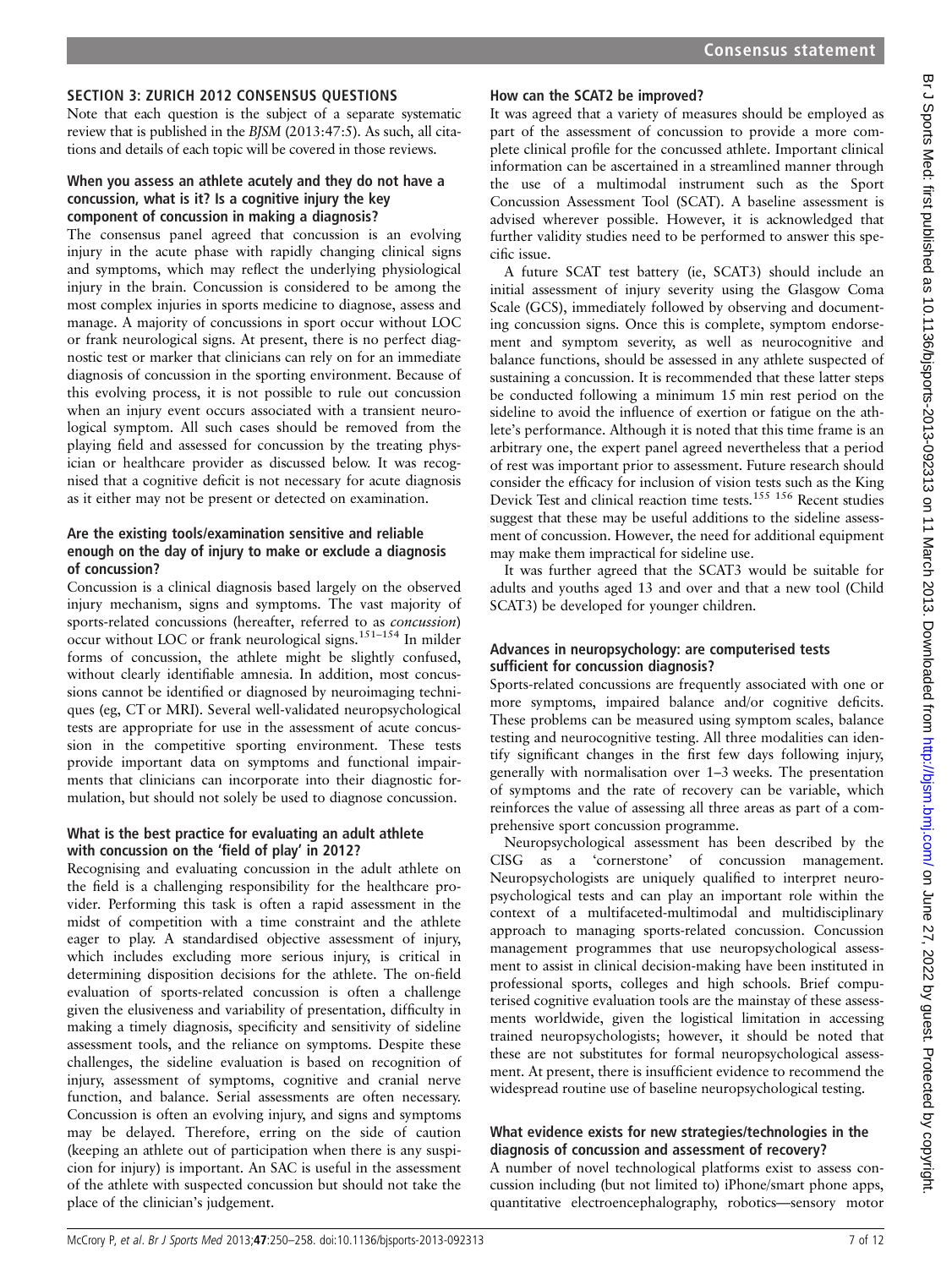## SECTION 3: ZURICH 2012 CONSENSUS QUESTIONS

Note that each question is the subject of a separate systematic review that is published in the *BJSM* (2013:47:5). As such, all citations and details of each topic will be covered in those reviews.

### When you assess an athlete acutely and they do not have a concussion, what is it? Is a cognitive injury the key component of concussion in making a diagnosis?

The consensus panel agreed that concussion is an evolving injury in the acute phase with rapidly changing clinical signs and symptoms, which may reflect the underlying physiological injury in the brain. Concussion is considered to be among the most complex injuries in sports medicine to diagnose, assess and manage. A majority of concussions in sport occur without LOC or frank neurological signs. At present, there is no perfect diagnostic test or marker that clinicians can rely on for an immediate diagnosis of concussion in the sporting environment. Because of this evolving process, it is not possible to rule out concussion when an injury event occurs associated with a transient neurological symptom. All such cases should be removed from the playing field and assessed for concussion by the treating physician or healthcare provider as discussed below. It was recognised that a cognitive deficit is not necessary for acute diagnosis as it either may not be present or detected on examination.

### Are the existing tools/examination sensitive and reliable enough on the day of injury to make or exclude a diagnosis of concussion?

Concussion is a clinical diagnosis based largely on the observed injury mechanism, signs and symptoms. The vast majority of sports-related concussions (hereafter, referred to as *concussion*) occur without LOC or frank neurological signs.[151–154] In milder forms of concussion, the athlete might be slightly confused, without clearly identifiable amnesia. In addition, most concussions cannot be identified or diagnosed by neuroimaging techniques (eg, CT or MRI). Several well-validated neuropsychological tests are appropriate for use in the assessment of acute concussion in the competitive sporting environment. These tests provide important data on symptoms and functional impairments that clinicians can incorporate into their diagnostic formulation, but should not solely be used to diagnose concussion.

### What is the best practice for evaluating an adult athlete with concussion on the 'field of play' in 2012?

Recognising and evaluating concussion in the adult athlete on the field is a challenging responsibility for the healthcare provider. Performing this task is often a rapid assessment in the midst of competition with a time constraint and the athlete eager to play. A standardised objective assessment of injury, which includes excluding more serious injury, is critical in determining disposition decisions for the athlete. The on-field evaluation of sports-related concussion is often a challenge given the elusiveness and variability of presentation, difficulty in making a timely diagnosis, specificity and sensitivity of sideline assessment tools, and the reliance on symptoms. Despite these challenges, the sideline evaluation is based on recognition of injury, assessment of symptoms, cognitive and cranial nerve function, and balance. Serial assessments are often necessary. Concussion is often an evolving injury, and signs and symptoms may be delayed. Therefore, erring on the side of caution (keeping an athlete out of participation when there is any suspicion for injury) is important. An SAC is useful in the assessment of the athlete with suspected concussion but should not take the place of the clinician's judgement.

### How can the SCAT2 be improved?

It was agreed that a variety of measures should be employed as part of the assessment of concussion to provide a more complete clinical profile for the concussed athlete. Important clinical information can be ascertained in a streamlined manner through the use of a multimodal instrument such as the Sport Concussion Assessment Tool (SCAT). A baseline assessment is advised wherever possible. However, it is acknowledged that further validity studies need to be performed to answer this specific issue.

A future SCAT test battery (ie, SCAT3) should include an initial assessment of injury severity using the Glasgow Coma Scale (GCS), immediately followed by observing and documenting concussion signs. Once this is complete, symptom endorsement and symptom severity, as well as neurocognitive and balance functions, should be assessed in any athlete suspected of sustaining a concussion. It is recommended that these latter steps be conducted following a minimum 15 min rest period on the sideline to avoid the influence of exertion or fatigue on the athlete's performance. Although it is noted that this time frame is an arbitrary one, the expert panel agreed nevertheless that a period of rest was important prior to assessment. Future research should consider the efficacy for inclusion of vision tests such as the King Devick Test and clinical reaction time tests.[155 156] Recent studies suggest that these may be useful additions to the sideline assessment of concussion. However, the need for additional equipment may make them impractical for sideline use.

It was further agreed that the SCAT3 would be suitable for adults and youths aged 13 and over and that a new tool (Child SCAT3) be developed for younger children.

### Advances in neuropsychology: are computerised tests sufficient for concussion diagnosis?

Sports-related concussions are frequently associated with one or more symptoms, impaired balance and/or cognitive deficits. These problems can be measured using symptom scales, balance testing and neurocognitive testing. All three modalities can identify significant changes in the first few days following injury, generally with normalisation over 1–3 weeks. The presentation of symptoms and the rate of recovery can be variable, which reinforces the value of assessing all three areas as part of a comprehensive sport concussion programme.

Neuropsychological assessment has been described by the CISG as a 'cornerstone' of concussion management. Neuropsychologists are uniquely qualified to interpret neuropsychological tests and can play an important role within the context of a multifaceted-multimodal and multidisciplinary approach to managing sports-related concussion. Concussion management programmes that use neuropsychological assessment to assist in clinical decision-making have been instituted in professional sports, colleges and high schools. Brief computerised cognitive evaluation tools are the mainstay of these assessments worldwide, given the logistical limitation in accessing trained neuropsychologists; however, it should be noted that these are not substitutes for formal neuropsychological assessment. At present, there is insufficient evidence to recommend the widespread routine use of baseline neuropsychological testing.

### What evidence exists for new strategies/technologies in the diagnosis of concussion and assessment of recovery?

A number of novel technological platforms exist to assess concussion including (but not limited to) iPhone/smart phone apps, quantitative electroencephalography, robotics—sensory motor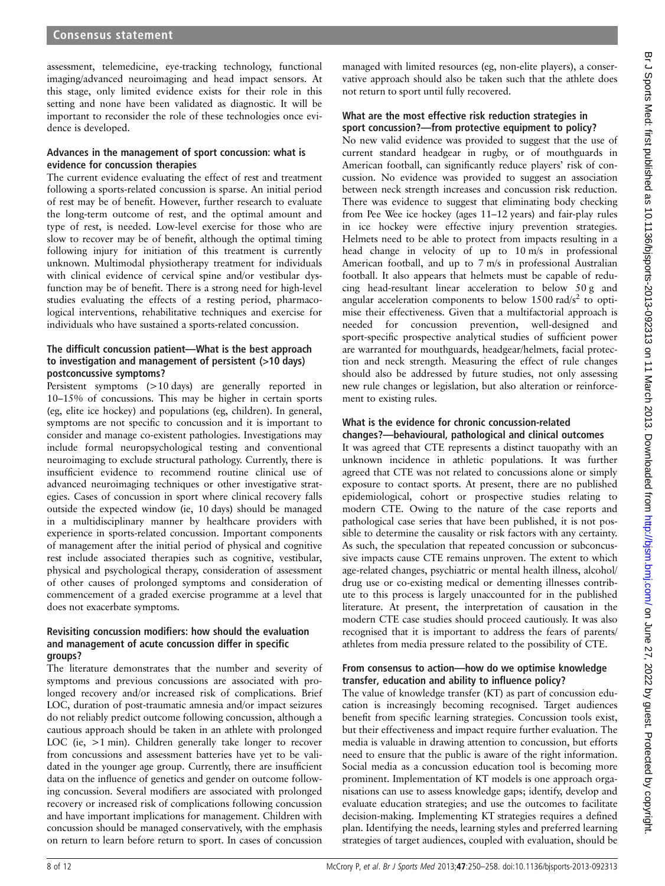assessment, telemedicine, eye-tracking technology, functional imaging/advanced neuroimaging and head impact sensors. At this stage, only limited evidence exists for their role in this setting and none have been validated as diagnostic. It will be important to reconsider the role of these technologies once evidence is developed.

### Advances in the management of sport concussion: what is evidence for concussion therapies

The current evidence evaluating the effect of rest and treatment following a sports-related concussion is sparse. An initial period of rest may be of benefit. However, further research to evaluate the long-term outcome of rest, and the optimal amount and type of rest, is needed. Low-level exercise for those who are slow to recover may be of benefit, although the optimal timing following injury for initiation of this treatment is currently unknown. Multimodal physiotherapy treatment for individuals with clinical evidence of cervical spine and/or vestibular dysfunction may be of benefit. There is a strong need for high-level studies evaluating the effects of a resting period, pharmacological interventions, rehabilitative techniques and exercise for individuals who have sustained a sports-related concussion.

### The difficult concussion patient—What is the best approach to investigation and management of persistent (>10 days) postconcussive symptoms?

Persistent symptoms (>10 days) are generally reported in 10–15% of concussions. This may be higher in certain sports (eg, elite ice hockey) and populations (eg, children). In general, symptoms are not specific to concussion and it is important to consider and manage co-existent pathologies. Investigations may include formal neuropsychological testing and conventional neuroimaging to exclude structural pathology. Currently, there is insufficient evidence to recommend routine clinical use of advanced neuroimaging techniques or other investigative strategies. Cases of concussion in sport where clinical recovery falls outside the expected window (ie, 10 days) should be managed in a multidisciplinary manner by healthcare providers with experience in sports-related concussion. Important components of management after the initial period of physical and cognitive rest include associated therapies such as cognitive, vestibular, physical and psychological therapy, consideration of assessment of other causes of prolonged symptoms and consideration of commencement of a graded exercise programme at a level that does not exacerbate symptoms.

### Revisiting concussion modifiers: how should the evaluation and management of acute concussion differ in specific groups?

The literature demonstrates that the number and severity of symptoms and previous concussions are associated with prolonged recovery and/or increased risk of complications. Brief LOC, duration of post-traumatic amnesia and/or impact seizures do not reliably predict outcome following concussion, although a cautious approach should be taken in an athlete with prolonged LOC (ie, >1 min). Children generally take longer to recover from concussions and assessment batteries have yet to be validated in the younger age group. Currently, there are insufficient data on the influence of genetics and gender on outcome following concussion. Several modifiers are associated with prolonged recovery or increased risk of complications following concussion and have important implications for management. Children with concussion should be managed conservatively, with the emphasis on return to learn before return to sport. In cases of concussion managed with limited resources (eg, non-elite players), a conservative approach should also be taken such that the athlete does not return to sport until fully recovered.

### What are the most effective risk reduction strategies in sport concussion?—from protective equipment to policy?

No new valid evidence was provided to suggest that the use of current standard headgear in rugby, or of mouthguards in American football, can significantly reduce players' risk of concussion. No evidence was provided to suggest an association between neck strength increases and concussion risk reduction. There was evidence to suggest that eliminating body checking from Pee Wee ice hockey (ages 11–12 years) and fair-play rules in ice hockey were effective injury prevention strategies. Helmets need to be able to protect from impacts resulting in a head change in velocity of up to 10 m/s in professional American football, and up to 7 m/s in professional Australian football. It also appears that helmets must be capable of reducing head-resultant linear acceleration to below 50 g and angular acceleration components to below 1500 rad/s$^2$ to optimise their effectiveness. Given that a multifactorial approach is needed for concussion prevention, well-designed and sport-specific prospective analytical studies of sufficient power are warranted for mouthguards, headgear/helmets, facial protection and neck strength. Measuring the effect of rule changes should also be addressed by future studies, not only assessing new rule changes or legislation, but also alteration or reinforcement to existing rules.

### What is the evidence for chronic concussion-related changes?—behavioural, pathological and clinical outcomes

It was agreed that CTE represents a distinct tauopathy with an unknown incidence in athletic populations. It was further agreed that CTE was not related to concussions alone or simply exposure to contact sports. At present, there are no published epidemiological, cohort or prospective studies relating to modern CTE. Owing to the nature of the case reports and pathological case series that have been published, it is not possible to determine the causality or risk factors with any certainty. As such, the speculation that repeated concussion or subconcussive impacts cause CTE remains unproven. The extent to which age-related changes, psychiatric or mental health illness, alcohol/drug use or co-existing medical or dementing illnesses contribute to this process is largely unaccounted for in the published literature. At present, the interpretation of causation in the modern CTE case studies should proceed cautiously. It was also recognised that it is important to address the fears of parents/athletes from media pressure related to the possibility of CTE.

### From consensus to action—how do we optimise knowledge transfer, education and ability to influence policy?

The value of knowledge transfer (KT) as part of concussion education is increasingly becoming recognised. Target audiences benefit from specific learning strategies. Concussion tools exist, but their effectiveness and impact require further evaluation. The media is valuable in drawing attention to concussion, but efforts need to ensure that the public is aware of the right information. Social media as a concussion education tool is becoming more prominent. Implementation of KT models is one approach organisations can use to assess knowledge gaps; identify, develop and evaluate education strategies; and use the outcomes to facilitate decision-making. Implementing KT strategies requires a defined plan. Identifying the needs, learning styles and preferred learning strategies of target audiences, coupled with evaluation, should be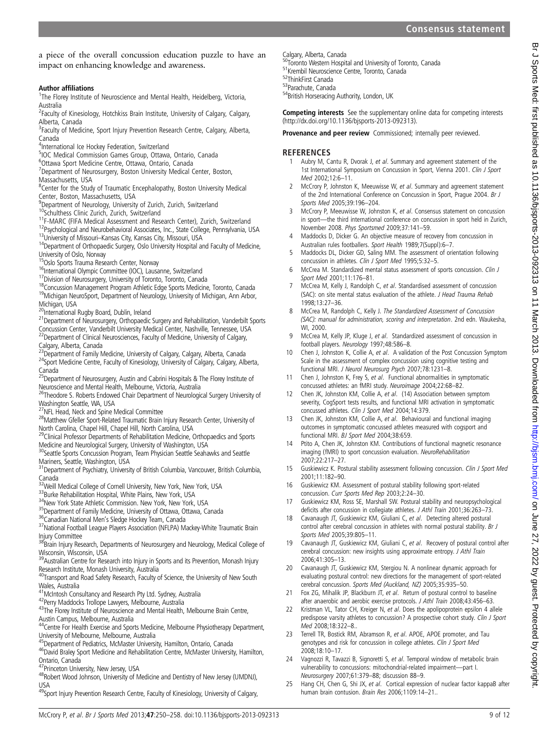a piece of the overall concussion education puzzle to have an impact on enhancing knowledge and awareness.

#### Author affiliations

[1]The Florey Institute of Neuroscience and Mental Health, Heidelberg, Victoria, Australia
[2]Faculty of Kinesiology, Hotchkiss Brain Institute, University of Calgary, Calgary, Alberta, Canada
[3]Faculty of Medicine, Sport Injury Prevention Research Centre, Calgary, Alberta, Canada
[4]International Ice Hockey Federation, Switzerland
[5]IOC Medical Commission Games Group, Ottawa, Ontario, Canada
[6]Ottawa Sport Medicine Centre, Ottawa, Ontario, Canada
[7]Department of Neurosurgery, Boston University Medical Center, Boston, Massachusetts, USA
[8]Center for the Study of Traumatic Encephalopathy, Boston University Medical Center, Boston, Massachusetts, USA
[9]Department of Neurology, University of Zurich, Zurich, Switzerland
[10]Schulthess Clinic Zurich, Zurich, Switzerland
[11]F-MARC (FIFA Medical Assessment and Research Center), Zurich, Switzerland
[12]Psychological and Neurobehavioral Associates, Inc., State College, Pennsylvania, USA
[13]University of Missouri–Kansas City, Kansas City, Missouri, USA
[14]Department of Orthopaedic Surgery, Oslo University Hospital and Faculty of Medicine, University of Oslo, Norway
[15]Oslo Sports Trauma Research Center, Norway
[16]International Olympic Committee (IOC), Lausanne, Switzerland
[17]Division of Neurosurgery, University of Toronto, Toronto, Canada
[18]Concussion Management Program Athletic Edge Sports Medicine, Toronto, Canada
[19]Michigan NeuroSport, Department of Neurology, University of Michigan, Ann Arbor, Michigan, USA
[20]International Rugby Board, Dublin, Ireland
[21]Department of Neurosurgery, Orthopaedic Surgery and Rehabilitation, Vanderbilt Sports Concussion Center, Vanderbilt University Medical Center, Nashville, Tennessee, USA
[22]Department of Clinical Neurosciences, Faculty of Medicine, University of Calgary, Calgary, Alberta, Canada
[23]Department of Family Medicine, University of Calgary, Calgary, Alberta, Canada
[24]Sport Medicine Centre, Faculty of Kinesiology, University of Calgary, Calgary, Alberta, Canada
[25]Department of Neurosurgery, Austin and Cabrini Hospitals & The Florey Institute of Neuroscience and Mental Health, Melbourne, Victoria, Australia
[26]Theodore S. Roberts Endowed Chair Department of Neurological Surgery University of Washington Seattle, WA, USA
[27]NFL Head, Neck and Spine Medical Committee
[28]Matthew Gfeller Sport-Related Traumatic Brain Injury Research Center, University of North Carolina, Chapel Hill, Chapel Hill, North Carolina, USA
[29]Clinical Professor Departments of Rehabilitation Medicine, Orthopaedics and Sports Medicine and Neurological Surgery, University of Washington, USA
[30]Seattle Sports Concussion Program, Team Physician Seattle Seahawks and Seattle Mariners, Seattle, Washington, USA
[31]Department of Psychiatry, University of British Columbia, Vancouver, British Columbia, Canada
[32]Weill Medical College of Cornell University, New York, New York, USA
[33]Burke Rehabilitation Hospital, White Plains, New York, USA
[34]New York State Athletic Commission. New York, New York, USA
[35]Department of Family Medicine, University of Ottawa, Ottawa, Canada
[36]Canadian National Men's Sledge Hockey Team, Canada
[37]National Football League Players Association (NFLPA) Mackey-White Traumatic Brain Injury Committee
[38]Brain Injury Research, Departments of Neurosurgery and Neurology, Medical College of Wisconsin, Wisconsin, USA
[39]Australian Centre for Research into Injury in Sports and its Prevention, Monash Injury Research Institute, Monash University, Australia
[40]Transport and Road Safety Research, Faculty of Science, the University of New South Wales, Australia
[41]McIntosh Consultancy and Research Pty Ltd. Sydney, Australia
[42]Perry Maddocks Trollope Lawyers, Melbourne, Australia
[43]The Florey Institute of Neuroscience and Mental Health, Melbourne Brain Centre, Austin Campus, Melbourne, Australia
[44]Centre For Health Exercise and Sports Medicine, Melbourne Physiotherapy Department, University of Melbourne, Melbourne, Australia
[45]Department of Pediatrics, McMaster University, Hamilton, Ontario, Canada
[46]David Braley Sport Medicine and Rehabilitation Centre, McMaster University, Hamilton, Ontario, Canada
[47]Princeton University, New Jersey, USA
[48]Robert Wood Johnson, University of Medicine and Dentistry of New Jersey (UMDNJ), USA
[49]Sport Injury Prevention Research Centre, Faculty of Kinesiology, University of Calgary, Calgary, Alberta, Canada
[50]Toronto Western Hospital and University of Toronto, Canada
[51]Krembil Neuroscience Centre, Toronto, Canada
[52]ThinkFirst Canada
[53]Parachute, Canada
[54]British Horseracing Authority, London, UK

**Competing interests** See the supplementary online data for competing interests (http://dx.doi.org/10.1136/bjsports-2013-092313).

**Provenance and peer review** Commissioned; internally peer reviewed.

## REFERENCES

1. Aubry M, Cantu R, Dvorak J, *et al*. Summary and agreement statement of the 1st International Symposium on Concussion in Sport, Vienna 2001. *Clin J Sport Med* 2002;12:6–11.
2. McCrory P, Johnston K, Meeuwisse W, *et al*. Summary and agreement statement of the 2nd International Conference on Concussion in Sport, Prague 2004. *Br J Sports Med* 2005;39:196–204.
3. McCrory P, Meeuwisse W, Johnston K, *et al*. Consensus statement on concussion in sport—the third international conference on concussion in sport held in Zurich, November 2008. *Phys Sportsmed* 2009;37:141–59.
4. Maddocks D, Dicker G. An objective measure of recovery from concussion in Australian rules footballers. *Sport Health* 1989;7(Suppl):6–7.
5. Maddocks DL, Dicker GD, Saling MM. The assessment of orientation following concussion in athletes. *Clin J Sport Med* 1995;5:32–5.
6. McCrea M. Standardized mental status assessment of sports concussion. *Clin J Sport Med* 2001;11:176–81.
7. McCrea M, Kelly J, Randolph C, *et al*. Standardised assessment of concussion (SAC): on site mental status evaluation of the athlete. *J Head Trauma Rehab* 1998;13:27–36.
8. McCrea M, Randolph C, Kelly J. *The Standardized Assessment of Concussion (SAC): manual for administration, scoring and interpretation*. 2nd edn. Waukesha, WI, 2000.
9. McCrea M, Kelly JP, Kluge J, *et al*. Standardized assessment of concussion in football players. *Neurology* 1997;48:586–8.
10. Chen J, Johnston K, Collie A, *et al*. A validation of the Post Concussion Symptom Scale in the assessment of complex concussion using cognitive testing and functional MRI. *J Neurol Neurosurg Psych* 2007;78:1231–8.
11. Chen J, Johnston K, Frey S, *et al*. Functional abnormalities in symptomatic concussed athletes: an fMRI study. *Neuroimage* 2004;22:68–82.
12. Chen JK, Johnston KM, Collie A, *et al*. (14) Association between symptom severity, CogSport tests results, and functional MRI activation in symptomatic concussed athletes. *Clin J Sport Med* 2004;14:379.
13. Chen JK, Johnston KM, Collie A, *et al*. Behavioural and functional imaging outcomes in symptomatic concussed athletes measured with cogsport and functional MRI. *BJ Sport Med* 2004;38:659.
14. Ptito A, Chen JK, Johnston KM. Contributions of functional magnetic resonance imaging (fMRI) to sport concussion evaluation. *NeuroRehabilitation* 2007;22:217–27.
15. Guskiewicz K. Postural stability assessment following concussion. *Clin J Sport Med* 2001;11:182–90.
16. Guskiewicz KM. Assessment of postural stability following sport-related concussion. *Curr Sports Med Rep* 2003;2:24–30.
17. Guskiewicz KM, Ross SE, Marshall SW. Postural stability and neuropsychological deficits after concussion in collegiate athletes. *J Athl Train* 2001;36:263–73.
18. Cavanaugh JT, Guskiewicz KM, Giuliani C, *et al*. Detecting altered postural control after cerebral concussion in athletes with normal postural stability. *Br J Sports Med* 2005;39:805–11.
19. Cavanaugh JT, Guskiewicz KM, Giuliani C, *et al*. Recovery of postural control after cerebral concussion: new insights using approximate entropy. *J Athl Train* 2006;41:305–13.
20. Cavanaugh JT, Guskiewicz KM, Stergiou N. A nonlinear dynamic approach for evaluating postural control: new directions for the management of sport-related cerebral concussion. *Sports Med (Auckland, NZ)* 2005;35:935–50.
21. Fox ZG, Mihalik JP, Blackburn JT, *et al*. Return of postural control to baseline after anaerobic and aerobic exercise protocols. *J Athl Train* 2008;43:456–63.
22. Kristman VL, Tator CH, Kreiger N, *et al*. Does the apolipoprotein epsilon 4 allele predispose varsity athletes to concussion? A prospective cohort study. *Clin J Sport Med* 2008;18:322–8..
23. Terrell TR, Bostick RM, Abramson R, *et al*. APOE, APOE promoter, and Tau genotypes and risk for concussion in college athletes. *Clin J Sport Med* 2008;18:10–17.
24. Vagnozzi R, Tavazzi B, Signoretti S, *et al*. Temporal window of metabolic brain vulnerability to concussions: mitochondrial-related impairment—part I. *Neurosurgery* 2007;61:379–88; discussion 88–9.
25. Hang CH, Chen G, Shi JX, *et al*. Cortical expression of nuclear factor kappaB after human brain contusion. *Brain Res* 2006;1109:14–21..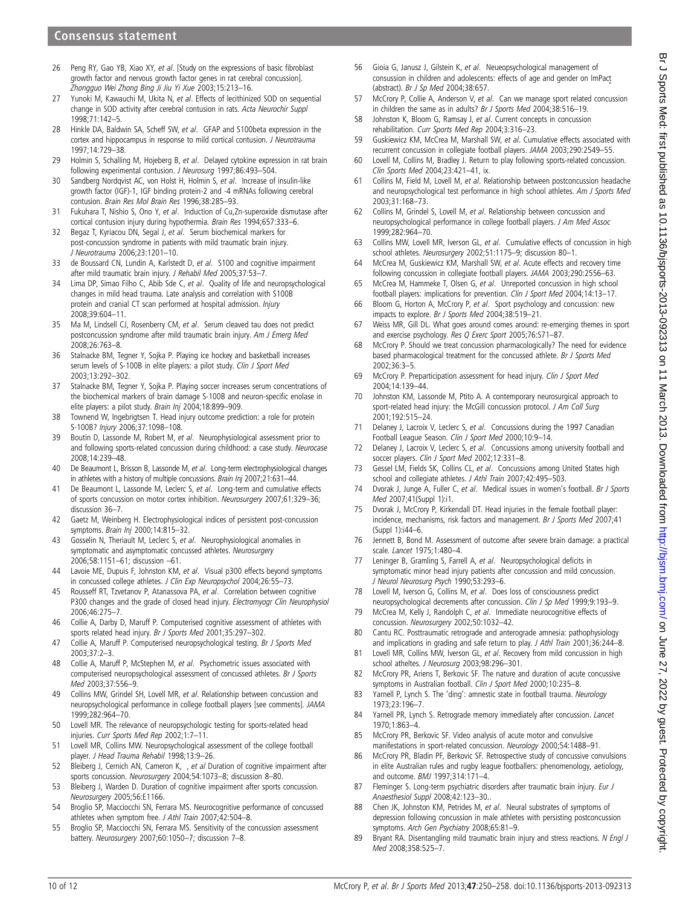26 Peng RY, Gao YB, Xiao XY, *et al*. [Study on the expressions of basic fibroblast growth factor and nervous growth factor genes in rat cerebral concussion]. *Zhongguo Wei Zhong Bing Ji Jiu Yi Xue* 2003;15:213–16.

27 Yunoki M, Kawauchi M, Ukita N, *et al*. Effects of lecithinized SOD on sequential change in SOD activity after cerebral contusion in rats. *Acta Neurochir Suppl* 1998;71:142–5.

28 Hinkle DA, Baldwin SA, Scheff SW, *et al*. GFAP and S100beta expression in the cortex and hippocampus in response to mild cortical contusion. *J Neurotrauma* 1997;14:729–38.

29 Holmin S, Schalling M, Hojeberg B, *et al*. Delayed cytokine expression in rat brain following experimental contusion. *J Neurosurg* 1997;86:493–504.

30 Sandberg Nordqvist AC, von Holst H, Holmin S, *et al*. Increase of insulin-like growth factor (IGF)-1, IGF binding protein-2 and -4 mRNAs following cerebral contusion. *Brain Res Mol Brain Res* 1996;38:285–93.

31 Fukuhara T, Nishio S, Ono Y, *et al*. Induction of Cu,Zn-superoxide dismutase after cortical contusion injury during hypothermia. *Brain Res* 1994;657:333–6.

32 Begaz T, Kyriacou DN, Segal J, *et al*. Serum biochemical markers for post-concussion syndrome in patients with mild traumatic brain injury. *J Neurotrauma* 2006;23:1201–10.

33 de Boussard CN, Lundin A, Karlstedt D, *et al*. S100 and cognitive impairment after mild traumatic brain injury. *J Rehabil Med* 2005;37:53–7.

34 Lima DP, Simao Filho C, Abib Sde C, *et al*. Quality of life and neuropsychological changes in mild head trauma. Late analysis and correlation with S100B protein and cranial CT scan performed at hospital admission. *Injury* 2008;39:604–11.

35 Ma M, Lindsell CJ, Rosenberry CM, *et al*. Serum cleaved tau does not predict postconcussion syndrome after mild traumatic brain injury. *Am J Emerg Med* 2008;26:763–8.

36 Stalnacke BM, Tegner Y, Sojka P. Playing ice hockey and basketball increases serum levels of S-100B in elite players: a pilot study. *Clin J Sport Med* 2003;13:292–302.

37 Stalnacke BM, Tegner Y, Sojka P. Playing soccer increases serum concentrations of the biochemical markers of brain damage S-100B and neuron-specific enolase in elite players: a pilot study. *Brain Inj* 2004;18:899–909.

38 Townend W, Ingebrigtsen T. Head injury outcome prediction: a role for protein S-100B? *Injury* 2006;37:1098–108.

39 Boutin D, Lassonde M, Robert M, *et al*. Neurophysiological assessment prior to and following sports-related concussion during childhood: a case study. *Neurocase* 2008;14:239–48.

40 De Beaumont L, Brisson B, Lassonde M, *et al*. Long-term electrophysiological changes in athletes with a history of multiple concussions. *Brain Inj* 2007;21:631–44.

41 De Beaumont L, Lassonde M, Leclerc S, *et al*. Long-term and cumulative effects of sports concussion on motor cortex inhibition. *Neurosurgery* 2007;61:329–36; discussion 36–7.

42 Gaetz M, Weinberg H. Electrophysiological indices of persistent post-concussion symptoms. *Brain Inj* 2000;14:815–32.

43 Gosselin N, Theriault M, Leclerc S, *et al*. Neurophysiological anomalies in symptomatic and asymptomatic concussed athletes. *Neurosurgery* 2006;58:1151–61; discussion –61.

44 Lavoie ME, Dupuis F, Johnston KM, *et al*. Visual p300 effects beyond symptoms in concussed college athletes. *J Clin Exp Neuropsychol* 2004;26:55–73.

45 Rousseff RT, Tzvetanov P, Atanassova PA, *et al*. Correlation between cognitive P300 changes and the grade of closed head injury. *Electromyogr Clin Neurophysiol* 2006;46:275–7.

46 Collie A, Darby D, Maruff P. Computerised cognitive assessment of athletes with sports related head injury. *Br J Sports Med* 2001;35:297–302.

47 Collie A, Maruff P. Computerised neuropsychological testing. *Br J Sports Med* 2003;37:2–3.

48 Collie A, Maruff P, McStephen M, *et al*. Psychometric issues associated with computerised neuropsychological assessment of concussed athletes. *Br J Sports Med* 2003;37:556–9.

49 Collins MW, Grindel SH, Lovell MR, *et al*. Relationship between concussion and neuropsychological performance in college football players [see comments]. *JAMA* 1999;282:964–70.

50 Lovell MR. The relevance of neuropsychologic testing for sports-related head injuries. *Curr Sports Med Rep* 2002;1:7–11.

51 Lovell MR, Collins MW. Neuropsychological assessment of the college football player. *J Head Trauma Rehabil* 1998;13:9–26.

52 Bleiberg J, Cernich AN, Cameron K, , *et al* Duration of cognitive impairment after sports concussion. *Neurosurgery* 2004;54:1073–8; discussion 8–80.

53 Bleiberg J, Warden D. Duration of cognitive impairment after sports concussion. *Neurosurgery* 2005;56:E1166.

54 Broglio SP, Macciocchi SN, Ferrara MS. Neurocognitive performance of concussed athletes when symptom free. *J Athl Train* 2007;42:504–8.

55 Broglio SP, Macciocchi SN, Ferrara MS. Sensitivity of the concussion assessment battery. *Neurosurgery* 2007;60:1050–7; discussion 7–8.

56 Gioia G, Janusz J, Gilstein K, *et al*. Neueopsychological management of consussion in children and adolescents: effects of age and gender on ImPact (abstract). *Br J Sp Med* 2004;38:657.

57 McCrory P, Collie A, Anderson V, *et al*. Can we manage sport related concussion in children the same as in adults? *Br J Sports Med* 2004;38:516–19.

58 Johnston K, Bloom G, Ramsay J, *et al*. Current concepts in concussion rehabilitation. *Curr Sports Med Rep* 2004;3:316–23.

59 Guskiewicz KM, McCrea M, Marshall SW, *et al*. Cumulative effects associated with recurrent concussion in collegiate football players. *JAMA* 2003;290:2549–55.

60 Lovell M, Collins M, Bradley J. Return to play following sports-related concussion. *Clin Sports Med* 2004;23:421–41, ix.

61 Collins M, Field M, Lovell M, *et al*. Relationship between postconcussion headache and neuropsychological test performance in high school athletes. *Am J Sports Med* 2003;31:168–73.

62 Collins M, Grindel S, Lovell M, *et al*. Relationship between concussion and neuropsychological performance in college football players. *J Am Med Assoc* 1999;282:964–70.

63 Collins MW, Lovell MR, Iverson GL, *et al*. Cumulative effects of concussion in high school athletes. *Neurosurgery* 2002;51:1175–9; discussion 80–1.

64 McCrea M, Guskiewicz KM, Marshall SW, *et al*. Acute effects and recovery time following concussion in collegiate football players. *JAMA* 2003;290:2556–63.

65 McCrea M, Hammeke T, Olsen G, *et al*. Unreported concussion in high school football players: implications for prevention. *Clin J Sport Med* 2004;14:13–17.

66 Bloom G, Horton A, McCrory P, *et al*. Sport psychology and concussion: new impacts to explore. *Br J Sports Med* 2004;38:519–21.

67 Weiss MR, Gill DL. What goes around comes around: re-emerging themes in sport and exercise psychology. *Res Q Exerc Sport* 2005;76:S71–87.

68 McCrory P. Should we treat concussion pharmacologically? The need for evidence based pharmacological treatment for the concussed athlete. *Br J Sports Med* 2002;36:3–5.

69 McCrory P. Preparticipation assessment for head injury. *Clin J Sport Med* 2004;14:139–44.

70 Johnston KM, Lassonde M, Ptito A. A contemporary neurosurgical approach to sport-related head injury: the McGill concussion protocol. *J Am Coll Surg* 2001;192:515–24.

71 Delaney J, Lacroix V, Leclerc S, *et al*. Concussions during the 1997 Canadian Football League Season. *Clin J Sport Med* 2000;10:9–14.

72 Delaney J, Lacroix V, Leclerc S, *et al*. Concussions among university football and soccer players. *Clin J Sport Med* 2002;12:331–8.

73 Gessel LM, Fields SK, Collins CL, *et al*. Concussions among United States high school and collegiate athletes. *J Athl Train* 2007;42:495–503.

74 Dvorak J, Junge A, Fuller C, *et al*. Medical issues in women's football. *Br J Sports Med* 2007;41(Suppl 1):i1.

75 Dvorak J, McCrory P, Kirkendall DT. Head injuries in the female football player: incidence, mechanisms, risk factors and management. *Br J Sports Med* 2007;41 (Suppl 1):i44–6.

76 Jennett B, Bond M. Assessment of outcome after severe brain damage: a practical scale. *Lancet* 1975;1:480–4.

77 Leninger B, Gramling S, Farrell A, *et al*. Neuropsychological deficits in symptomatic minor head injury patients after concussion and mild concussion. *J Neurol Neurosurg Psych* 1990;53:293–6.

78 Lovell M, Iverson G, Collins M, *et al*. Does loss of consciousness predict neuropsychological decrements after concussion. *Clin J Sp Med* 1999;9:193–9.

79 McCrea M, Kelly J, Randolph C, *et al*. Immediate neurocognitive effects of concussion. *Neurosurgery* 2002;50:1032–42.

80 Cantu RC. Posttraumatic retrograde and anterograde amnesia: pathophysiology and implications in grading and safe return to play. *J Athl Train* 2001;36:244–8.

81 Lovell MR, Collins MW, Iverson GL, *et al*. Recovery from mild concussion in high school atheltes. *J Neurosurg* 2003;98:296–301.

82 McCrory PR, Ariens T, Berkovic SF. The nature and duration of acute concussive symptoms in Australian football. *Clin J Sport Med* 2000;10:235–8.

83 Yarnell P, Lynch S. The 'ding': amnestic state in football trauma. *Neurology* 1973;23:196–7.

84 Yarnell PR, Lynch S. Retrograde memory immediately after concussion. *Lancet* 1970;1:863–4.

85 McCrory PR, Berkovic SF. Video analysis of acute motor and convulsive manifestations in sport-related concussion. *Neurology* 2000;54:1488–91.

86 McCrory PR, Bladin PF, Berkovic SF. Retrospective study of concussive convulsions in elite Australian rules and rugby league footballers: phenomenology, aetiology, and outcome. *BMJ* 1997;314:171–4.

87 Fleminger S. Long-term psychiatric disorders after traumatic brain injury. *Eur J Anaesthesiol Suppl* 2008;42:123–30..

88 Chen JK, Johnston KM, Petrides M, *et al*. Neural substrates of symptoms of depression following concussion in male athletes with persisting postconcussion symptoms. *Arch Gen Psychiatry* 2008;65:81–9.

89 Bryant RA. Disentangling mild traumatic brain injury and stress reactions. *N Engl J Med* 2008;358:525–7.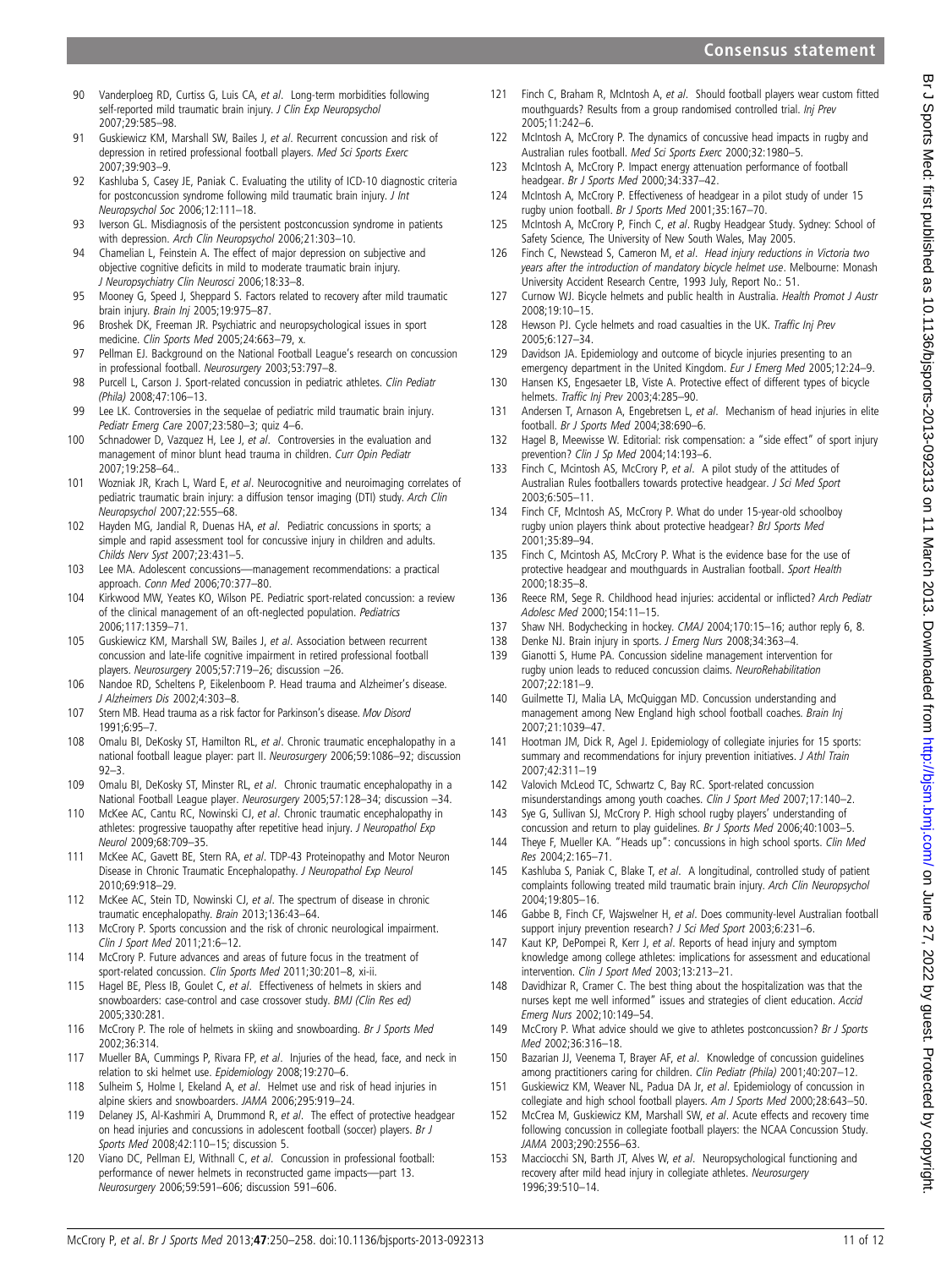90 Vanderploeg RD, Curtiss G, Luis CA, *et al*. Long-term morbidities following self-reported mild traumatic brain injury. *J Clin Exp Neuropsychol* 2007;29:585–98.
91 Guskiewicz KM, Marshall SW, Bailes J, *et al*. Recurrent concussion and risk of depression in retired professional football players. *Med Sci Sports Exerc* 2007;39:903–9.
92 Kashluba S, Casey JE, Paniak C. Evaluating the utility of ICD-10 diagnostic criteria for postconcussion syndrome following mild traumatic brain injury. *J Int Neuropsychol Soc* 2006;12:111–18.
93 Iverson GL. Misdiagnosis of the persistent postconcussion syndrome in patients with depression. *Arch Clin Neuropsychol* 2006;21:303–10.
94 Chamelian L, Feinstein A. The effect of major depression on subjective and objective cognitive deficits in mild to moderate traumatic brain injury. *J Neuropsychiatry Clin Neurosci* 2006;18:33–8.
95 Mooney G, Speed J, Sheppard S. Factors related to recovery after mild traumatic brain injury. *Brain Inj* 2005;19:975–87.
96 Broshek DK, Freeman JR. Psychiatric and neuropsychological issues in sport medicine. *Clin Sports Med* 2005;24:663–79, x.
97 Pellman EJ. Background on the National Football League's research on concussion in professional football. *Neurosurgery* 2003;53:797–8.
98 Purcell L, Carson J. Sport-related concussion in pediatric athletes. *Clin Pediatr (Phila)* 2008;47:106–13.
99 Lee LK. Controversies in the sequelae of pediatric mild traumatic brain injury. *Pediatr Emerg Care* 2007;23:580–3; quiz 4–6.
100 Schnadower D, Vazquez H, Lee J, *et al*. Controversies in the evaluation and management of minor blunt head trauma in children. *Curr Opin Pediatr* 2007;19:258–64..
101 Wozniak JR, Krach L, Ward E, *et al*. Neurocognitive and neuroimaging correlates of pediatric traumatic brain injury: a diffusion tensor imaging (DTI) study. *Arch Clin Neuropsychol* 2007;22:555–68.
102 Hayden MG, Jandial R, Duenas HA, *et al*. Pediatric concussions in sports; a simple and rapid assessment tool for concussive injury in children and adults. *Childs Nerv Syst* 2007;23:431–5.
103 Lee MA. Adolescent concussions—management recommendations: a practical approach. *Conn Med* 2006;70:377–80.
104 Kirkwood MW, Yeates KO, Wilson PE. Pediatric sport-related concussion: a review of the clinical management of an oft-neglected population. *Pediatrics* 2006;117:1359–71.
105 Guskiewicz KM, Marshall SW, Bailes J, *et al*. Association between recurrent concussion and late-life cognitive impairment in retired professional football players. *Neurosurgery* 2005;57:719–26; discussion –26.
106 Nandoe RD, Scheltens P, Eikelenboom P. Head trauma and Alzheimer's disease. *J Alzheimers Dis* 2002;4:303–8.
107 Stern MB. Head trauma as a risk factor for Parkinson's disease. *Mov Disord* 1991;6:95–7.
108 Omalu BI, DeKosky ST, Hamilton RL, *et al*. Chronic traumatic encephalopathy in a national football league player: part II. *Neurosurgery* 2006;59:1086–92; discussion 92–3.
109 Omalu BI, DeKosky ST, Minster RL, *et al*. Chronic traumatic encephalopathy in a National Football League player. *Neurosurgery* 2005;57:128–34; discussion –34.
110 McKee AC, Cantu RC, Nowinski CJ, *et al*. Chronic traumatic encephalopathy in athletes: progressive tauopathy after repetitive head injury. *J Neuropathol Exp Neurol* 2009;68:709–35.
111 McKee AC, Gavett BE, Stern RA, *et al*. TDP-43 Proteinopathy and Motor Neuron Disease in Chronic Traumatic Encephalopathy. *J Neuropathol Exp Neurol* 2010;69:918–29.
112 McKee AC, Stein TD, Nowinski CJ, *et al*. The spectrum of disease in chronic traumatic encephalopathy. *Brain* 2013;136:43–64.
113 McCrory P. Sports concussion and the risk of chronic neurological impairment. *Clin J Sport Med* 2011;21:6–12.
114 McCrory P. Future advances and areas of future focus in the treatment of sport-related concussion. *Clin Sports Med* 2011;30:201–8, xi-ii.
115 Hagel BE, Pless IB, Goulet C, *et al*. Effectiveness of helmets in skiers and snowboarders: case-control and case crossover study. *BMJ (Clin Res ed)* 2005;330:281.
116 McCrory P. The role of helmets in skiing and snowboarding. *Br J Sports Med* 2002;36:314.
117 Mueller BA, Cummings P, Rivara FP, *et al*. Injuries of the head, face, and neck in relation to ski helmet use. *Epidemiology* 2008;19:270–6.
118 Sulheim S, Holme I, Ekeland A, *et al*. Helmet use and risk of head injuries in alpine skiers and snowboarders. *JAMA* 2006;295:919–24.
119 Delaney JS, Al-Kashmiri A, Drummond R, *et al*. The effect of protective headgear on head injuries and concussions in adolescent football (soccer) players. *Br J Sports Med* 2008;42:110–15; discussion 5.
120 Viano DC, Pellman EJ, Withnall C, *et al*. Concussion in professional football: performance of newer helmets in reconstructed game impacts—part 13. *Neurosurgery* 2006;59:591–606; discussion 591–606.
121 Finch C, Braham R, McIntosh A, *et al*. Should football players wear custom fitted mouthguards? Results from a group randomised controlled trial. *Inj Prev* 2005;11:242–6.
122 McIntosh A, McCrory P. The dynamics of concussive head impacts in rugby and Australian rules football. *Med Sci Sports Exerc* 2000;32:1980–5.
123 McIntosh A, McCrory P. Impact energy attenuation performance of football headgear. *Br J Sports Med* 2000;34:337–42.
124 McIntosh A, McCrory P. Effectiveness of headgear in a pilot study of under 15 rugby union football. *Br J Sports Med* 2001;35:167–70.
125 McIntosh A, McCrory P, Finch C, *et al*. Rugby Headgear Study. Sydney: School of Safety Science, The University of New South Wales, May 2005.
126 Finch C, Newstead S, Cameron M, *et al*. *Head injury reductions in Victoria two years after the introduction of mandatory bicycle helmet use*. Melbourne: Monash University Accident Research Centre, 1993 July, Report No.: 51.
127 Curnow WJ. Bicycle helmets and public health in Australia. *Health Promot J Austr* 2008;19:10–15.
128 Hewson PJ. Cycle helmets and road casualties in the UK. *Traffic Inj Prev* 2005;6:127–34.
129 Davidson JA. Epidemiology and outcome of bicycle injuries presenting to an emergency department in the United Kingdom. *Eur J Emerg Med* 2005;12:24–9.
130 Hansen KS, Engesaeter LB, Viste A. Protective effect of different types of bicycle helmets. *Traffic Inj Prev* 2003;4:285–90.
131 Andersen T, Arnason A, Engebretsen L, *et al*. Mechanism of head injuries in elite football. *Br J Sports Med* 2004;38:690–6.
132 Hagel B, Meewisse W. Editorial: risk compensation: a "side effect" of sport injury prevention? *Clin J Sp Med* 2004;14:193–6.
133 Finch C, Mcintosh AS, McCrory P, *et al*. A pilot study of the attitudes of Australian Rules footballers towards protective headgear. *J Sci Med Sport* 2003;6:505–11.
134 Finch CF, McIntosh AS, McCrory P. What do under 15-year-old schoolboy rugby union players think about protective headgear? *BrJ Sports Med* 2001;35:89–94.
135 Finch C, Mcintosh AS, McCrory P. What is the evidence base for the use of protective headgear and mouthguards in Australian football. *Sport Health* 2000;18:35–8.
136 Reece RM, Sege R. Childhood head injuries: accidental or inflicted? *Arch Pediatr Adolesc Med* 2000;154:11–15.
137 Shaw NH. Bodychecking in hockey. *CMAJ* 2004;170:15–16; author reply 6, 8.
138 Denke NJ. Brain injury in sports. *J Emerg Nurs* 2008;34:363–4.
139 Gianotti S, Hume PA. Concussion sideline management intervention for rugby union leads to reduced concussion claims. *NeuroRehabilitation* 2007;22:181–9.
140 Guilmette TJ, Malia LA, McQuiggan MD. Concussion understanding and management among New England high school football coaches. *Brain Inj* 2007;21:1039–47.
141 Hootman JM, Dick R, Agel J. Epidemiology of collegiate injuries for 15 sports: summary and recommendations for injury prevention initiatives. *J Athl Train* 2007;42:311–19
142 Valovich McLeod TC, Schwartz C, Bay RC. Sport-related concussion misunderstandings among youth coaches. *Clin J Sport Med* 2007;17:140–2.
143 Sye G, Sullivan SJ, McCrory P. High school rugby players' understanding of concussion and return to play guidelines. *Br J Sports Med* 2006;40:1003–5.
144 Theye F, Mueller KA. "Heads up": concussions in high school sports. *Clin Med Res* 2004;2:165–71.
145 Kashluba S, Paniak C, Blake T, *et al*. A longitudinal, controlled study of patient complaints following treated mild traumatic brain injury. *Arch Clin Neuropsychol* 2004;19:805–16.
146 Gabbe B, Finch CF, Wajswelner H, *et al*. Does community-level Australian football support injury prevention research? *J Sci Med Sport* 2003;6:231–6.
147 Kaut KP, DePompei R, Kerr J, *et al*. Reports of head injury and symptom knowledge among college athletes: implications for assessment and educational intervention. *Clin J Sport Med* 2003;13:213–21.
148 Davidhizar R, Cramer C. The best thing about the hospitalization was that the nurses kept me well informed" issues and strategies of client education. *Accid Emerg Nurs* 2002;10:149–54.
149 McCrory P. What advice should we give to athletes postconcussion? *Br J Sports Med* 2002;36:316–18.
150 Bazarian JJ, Veenema T, Brayer AF, *et al*. Knowledge of concussion guidelines among practitioners caring for children. *Clin Pediatr (Phila)* 2001;40:207–12.
151 Guskiewicz KM, Weaver NL, Padua DA Jr, *et al*. Epidemiology of concussion in collegiate and high school football players. *Am J Sports Med* 2000;28:643–50.
152 McCrea M, Guskiewicz KM, Marshall SW, *et al*. Acute effects and recovery time following concussion in collegiate football players: the NCAA Concussion Study. *JAMA* 2003;290:2556–63.
153 Macciocchi SN, Barth JT, Alves W, *et al*. Neuropsychological functioning and recovery after mild head injury in collegiate athletes. *Neurosurgery* 1996;39:510–14.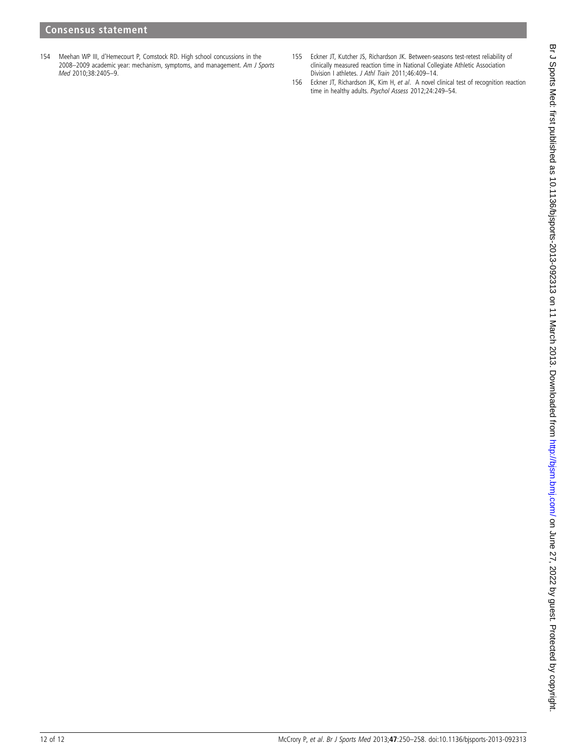154 Meehan WP III, d'Hemecourt P, Comstock RD. High school concussions in the 2008–2009 academic year: mechanism, symptoms, and management. *Am J Sports Med* 2010;38:2405–9.

155 Eckner JT, Kutcher JS, Richardson JK. Between-seasons test-retest reliability of clinically measured reaction time in National Collegiate Athletic Association Division I athletes. *J Athl Train* 2011;46:409–14.

156 Eckner JT, Richardson JK, Kim H, *et al*. A novel clinical test of recognition reaction time in healthy adults. *Psychol Assess* 2012;24:249–54.